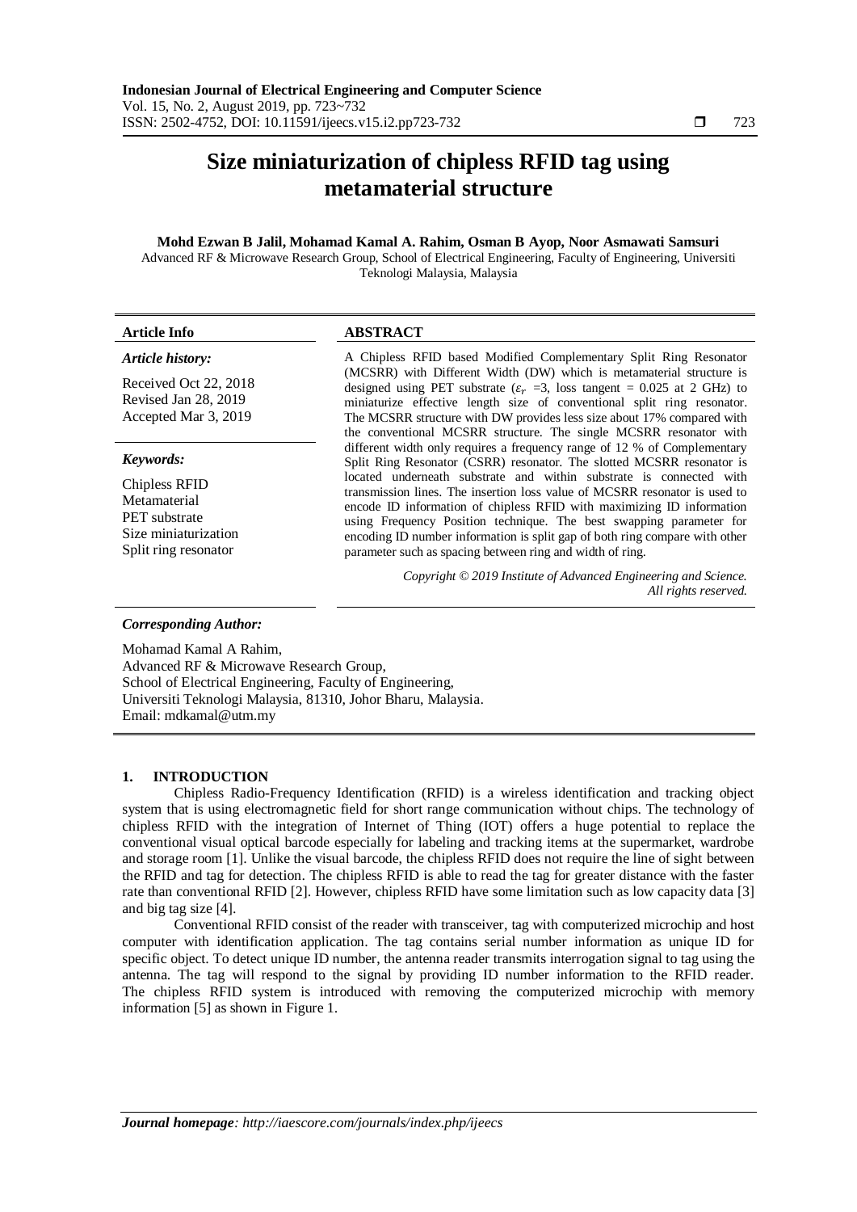# Size miniaturization of chipless RFID tag using metamaterial structure

**Mohd Ezwan B Jalil, Mohamad Kamal A. Rahim, Osman B Ayop, Noor Asmawati Samsuri**

Advanced RF & Microwave Research Group, School of Electrical Engineering, Faculty of Engineering, Universiti Teknologi Malaysia, Malaysia

**Article Info**

*Article history:*

Received Oct 22, 2018
Revised Jan 28, 2019
Accepted Mar 3, 2019

*Keywords:*

Chipless RFID
Metamaterial
PET substrate
Size miniaturization
Split ring resonator

**ABSTRACT**

A Chipless RFID based Modified Complementary Split Ring Resonator (MCSRR) with Different Width (DW) which is metamaterial structure is designed using PET substrate ($\varepsilon_r$ =3, loss tangent = 0.025 at 2 GHz) to miniaturize effective length size of conventional split ring resonator. The MCSRR structure with DW provides less size about 17% compared with the conventional MCSRR structure. The single MCSRR resonator with different width only requires a frequency range of 12 % of Complementary Split Ring Resonator (CSRR) resonator. The slotted MCSRR resonator is located underneath substrate and within substrate is connected with transmission lines. The insertion loss value of MCSRR resonator is used to encode ID information of chipless RFID with maximizing ID information using Frequency Position technique. The best swapping parameter for encoding ID number information is split gap of both ring compare with other parameter such as spacing between ring and width of ring.

*Copyright © 2019 Institute of Advanced Engineering and Science. All rights reserved.*

***Corresponding Author:***

Mohamad Kamal A Rahim,
Advanced RF & Microwave Research Group,
School of Electrical Engineering, Faculty of Engineering,
Universiti Teknologi Malaysia, 81310, Johor Bharu, Malaysia.
Email: mdkamal@utm.my

## 1. INTRODUCTION

Chipless Radio-Frequency Identification (RFID) is a wireless identification and tracking object system that is using electromagnetic field for short range communication without chips. The technology of chipless RFID with the integration of Internet of Thing (IOT) offers a huge potential to replace the conventional visual optical barcode especially for labeling and tracking items at the supermarket, wardrobe and storage room [1]. Unlike the visual barcode, the chipless RFID does not require the line of sight between the RFID and tag for detection. The chipless RFID is able to read the tag for greater distance with the faster rate than conventional RFID [2]. However, chipless RFID have some limitation such as low capacity data [3] and big tag size [4].

Conventional RFID consist of the reader with transceiver, tag with computerized microchip and host computer with identification application. The tag contains serial number information as unique ID for specific object. To detect unique ID number, the antenna reader transmits interrogation signal to tag using the antenna. The tag will respond to the signal by providing ID number information to the RFID reader. The chipless RFID system is introduced with removing the computerized microchip with memory information [5] as shown in Figure 1.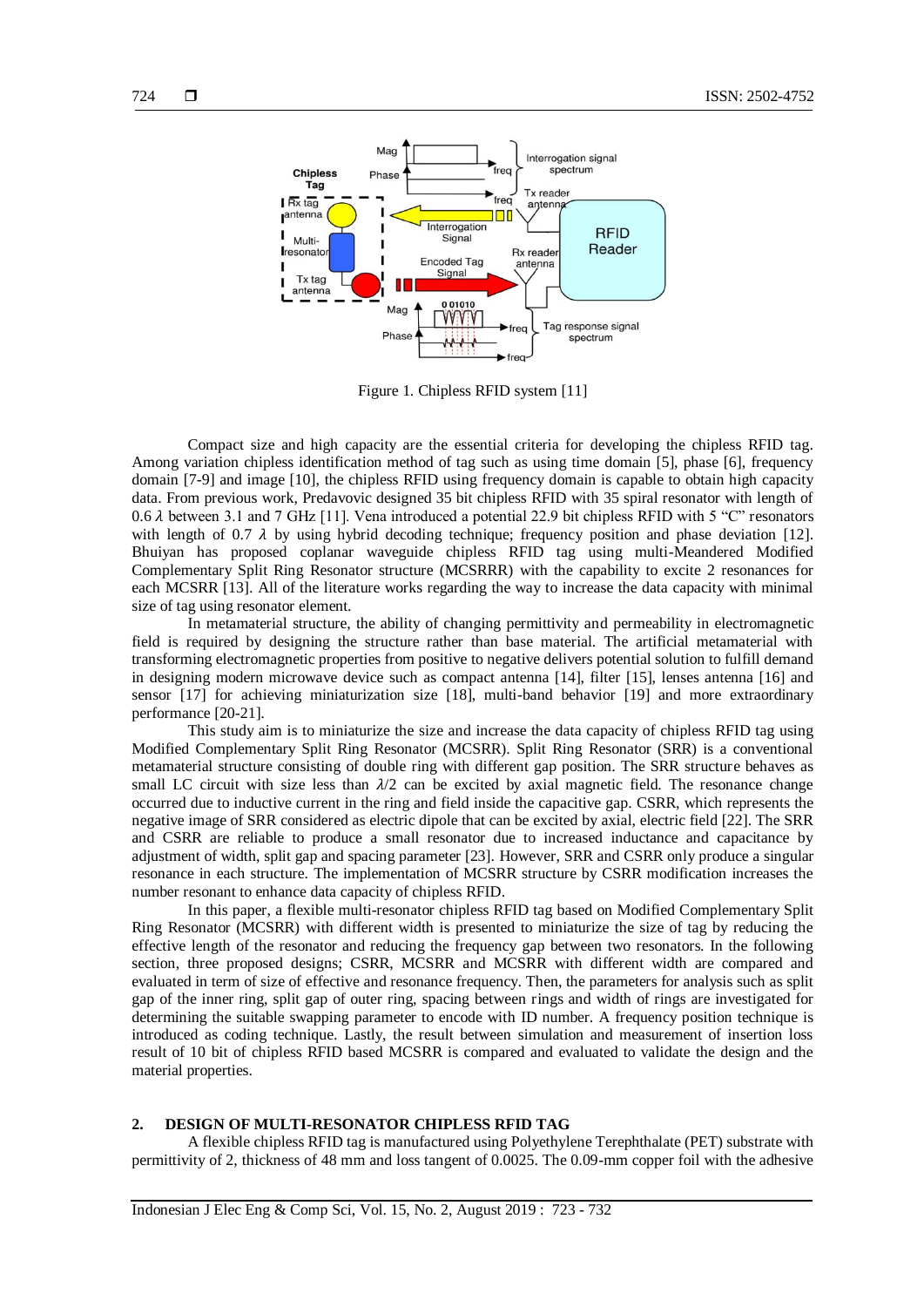Figure 1. Chipless RFID system [11]

Compact size and high capacity are the essential criteria for developing the chipless RFID tag. Among variation chipless identification method of tag such as using time domain [5], phase [6], frequency domain [7-9] and image [10], the chipless RFID using frequency domain is capable to obtain high capacity data. From previous work, Predavovic designed 35 bit chipless RFID with 35 spiral resonator with length of 0.6 $\lambda$ between 3.1 and 7 GHz [11]. Vena introduced a potential 22.9 bit chipless RFID with 5 "C" resonators with length of 0.7 $\lambda$ by using hybrid decoding technique; frequency position and phase deviation [12]. Bhuiyan has proposed coplanar waveguide chipless RFID tag using multi-Meandered Modified Complementary Split Ring Resonator structure (MCSRRR) with the capability to excite 2 resonances for each MCSRR [13]. All of the literature works regarding the way to increase the data capacity with minimal size of tag using resonator element.

In metamaterial structure, the ability of changing permittivity and permeability in electromagnetic field is required by designing the structure rather than base material. The artificial metamaterial with transforming electromagnetic properties from positive to negative delivers potential solution to fulfill demand in designing modern microwave device such as compact antenna [14], filter [15], lenses antenna [16] and sensor [17] for achieving miniaturization size [18], multi-band behavior [19] and more extraordinary performance [20-21].

This study aim is to miniaturize the size and increase the data capacity of chipless RFID tag using Modified Complementary Split Ring Resonator (MCSRR). Split Ring Resonator (SRR) is a conventional metamaterial structure consisting of double ring with different gap position. The SRR structure behaves as small LC circuit with size less than $\lambda/2$ can be excited by axial magnetic field. The resonance change occurred due to inductive current in the ring and field inside the capacitive gap. CSRR, which represents the negative image of SRR considered as electric dipole that can be excited by axial, electric field [22]. The SRR and CSRR are reliable to produce a small resonator due to increased inductance and capacitance by adjustment of width, split gap and spacing parameter [23]. However, SRR and CSRR only produce a singular resonance in each structure. The implementation of MCSRR structure by CSRR modification increases the number resonant to enhance data capacity of chipless RFID.

In this paper, a flexible multi-resonator chipless RFID tag based on Modified Complementary Split Ring Resonator (MCSRR) with different width is presented to miniaturize the size of tag by reducing the effective length of the resonator and reducing the frequency gap between two resonators. In the following section, three proposed designs; CSRR, MCSRR and MCSRR with different width are compared and evaluated in term of size of effective and resonance frequency. Then, the parameters for analysis such as split gap of the inner ring, split gap of outer ring, spacing between rings and width of rings are investigated for determining the suitable swapping parameter to encode with ID number. A frequency position technique is introduced as coding technique. Lastly, the result between simulation and measurement of insertion loss result of 10 bit of chipless RFID based MCSRR is compared and evaluated to validate the design and the material properties.

## 2. DESIGN OF MULTI-RESONATOR CHIPLESS RFID TAG

A flexible chipless RFID tag is manufactured using Polyethylene Terephthalate (PET) substrate with permittivity of 2, thickness of 48 mm and loss tangent of 0.0025. The 0.09-mm copper foil with the adhesive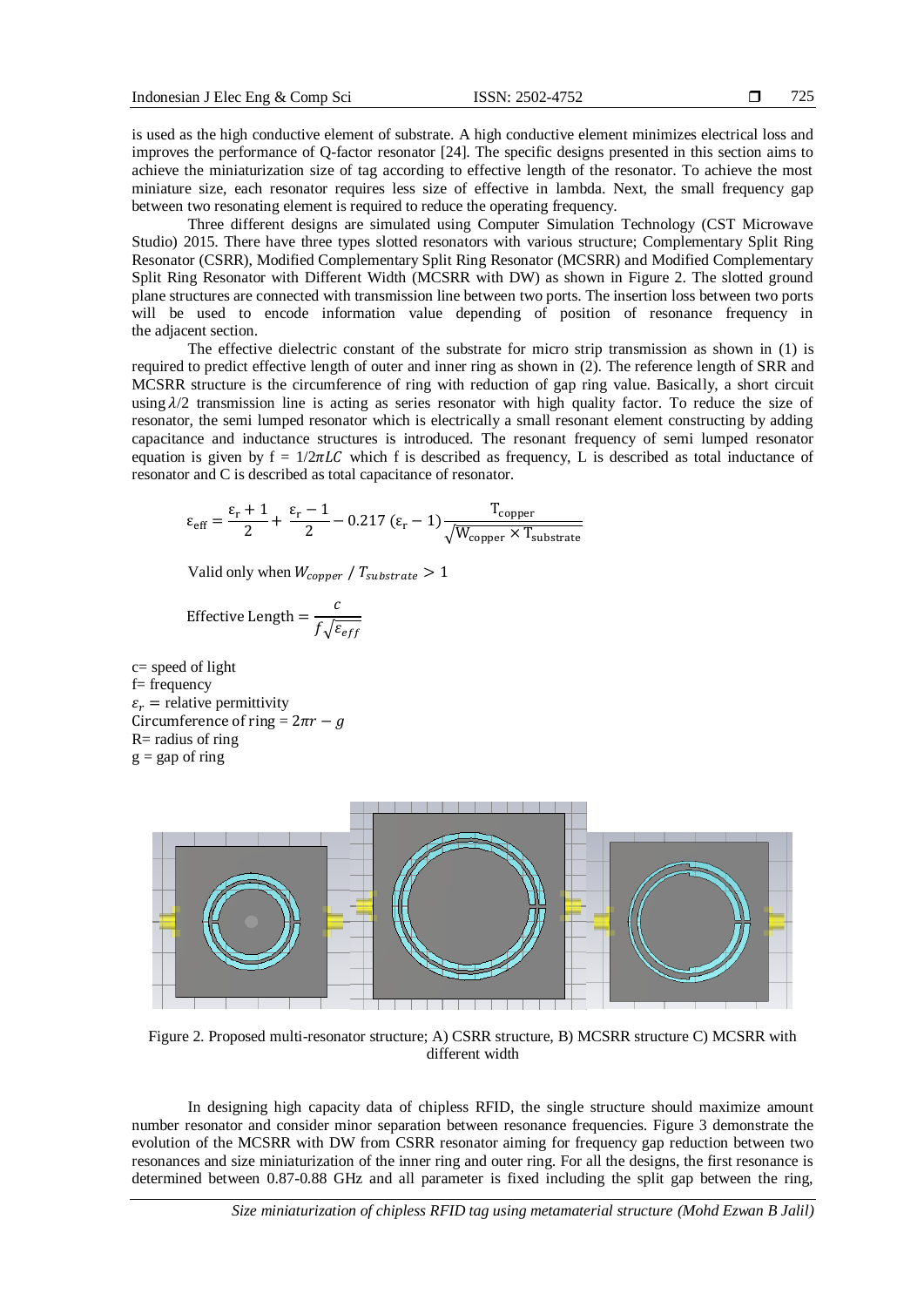is used as the high conductive element of substrate. A high conductive element minimizes electrical loss and improves the performance of Q-factor resonator [24]. The specific designs presented in this section aims to achieve the miniaturization size of tag according to effective length of the resonator. To achieve the most miniature size, each resonator requires less size of effective in lambda. Next, the small frequency gap between two resonating element is required to reduce the operating frequency.

Three different designs are simulated using Computer Simulation Technology (CST Microwave Studio) 2015. There have three types slotted resonators with various structure; Complementary Split Ring Resonator (CSRR), Modified Complementary Split Ring Resonator (MCSRR) and Modified Complementary Split Ring Resonator with Different Width (MCSRR with DW) as shown in Figure 2. The slotted ground plane structures are connected with transmission line between two ports. The insertion loss between two ports will be used to encode information value depending of position of resonance frequency in the adjacent section.

The effective dielectric constant of the substrate for micro strip transmission as shown in (1) is required to predict effective length of outer and inner ring as shown in (2). The reference length of SRR and MCSRR structure is the circumference of ring with reduction of gap ring value. Basically, a short circuit using $\lambda/2$ transmission line is acting as series resonator with high quality factor. To reduce the size of resonator, the semi lumped resonator which is electrically a small resonant element constructing by adding capacitance and inductance structures is introduced. The resonant frequency of semi lumped resonator equation is given by $f = 1/2\pi LC$ which f is described as frequency, L is described as total inductance of resonator and C is described as total capacitance of resonator.

$$\varepsilon_{\text{eff}} = \frac{\varepsilon_r + 1}{2} + \frac{\varepsilon_r - 1}{2} - 0.217\,(\varepsilon_r - 1)\frac{T_{\text{copper}}}{\sqrt{W_{\text{copper}} \times T_{\text{substrate}}}}$$

Valid only when $W_{copper} \,/\, T_{substrate} > 1$

$$\text{Effective Length} = \frac{c}{f\sqrt{\varepsilon_{eff}}}$$

c= speed of light
f= frequency
$\varepsilon_r$ = relative permittivity
Circumference of ring = $2\pi r - g$
R= radius of ring
g = gap of ring

Figure 2. Proposed multi-resonator structure; A) CSRR structure, B) MCSRR structure C) MCSRR with different width

In designing high capacity data of chipless RFID, the single structure should maximize amount number resonator and consider minor separation between resonance frequencies. Figure 3 demonstrate the evolution of the MCSRR with DW from CSRR resonator aiming for frequency gap reduction between two resonances and size miniaturization of the inner ring and outer ring. For all the designs, the first resonance is determined between 0.87-0.88 GHz and all parameter is fixed including the split gap between the ring,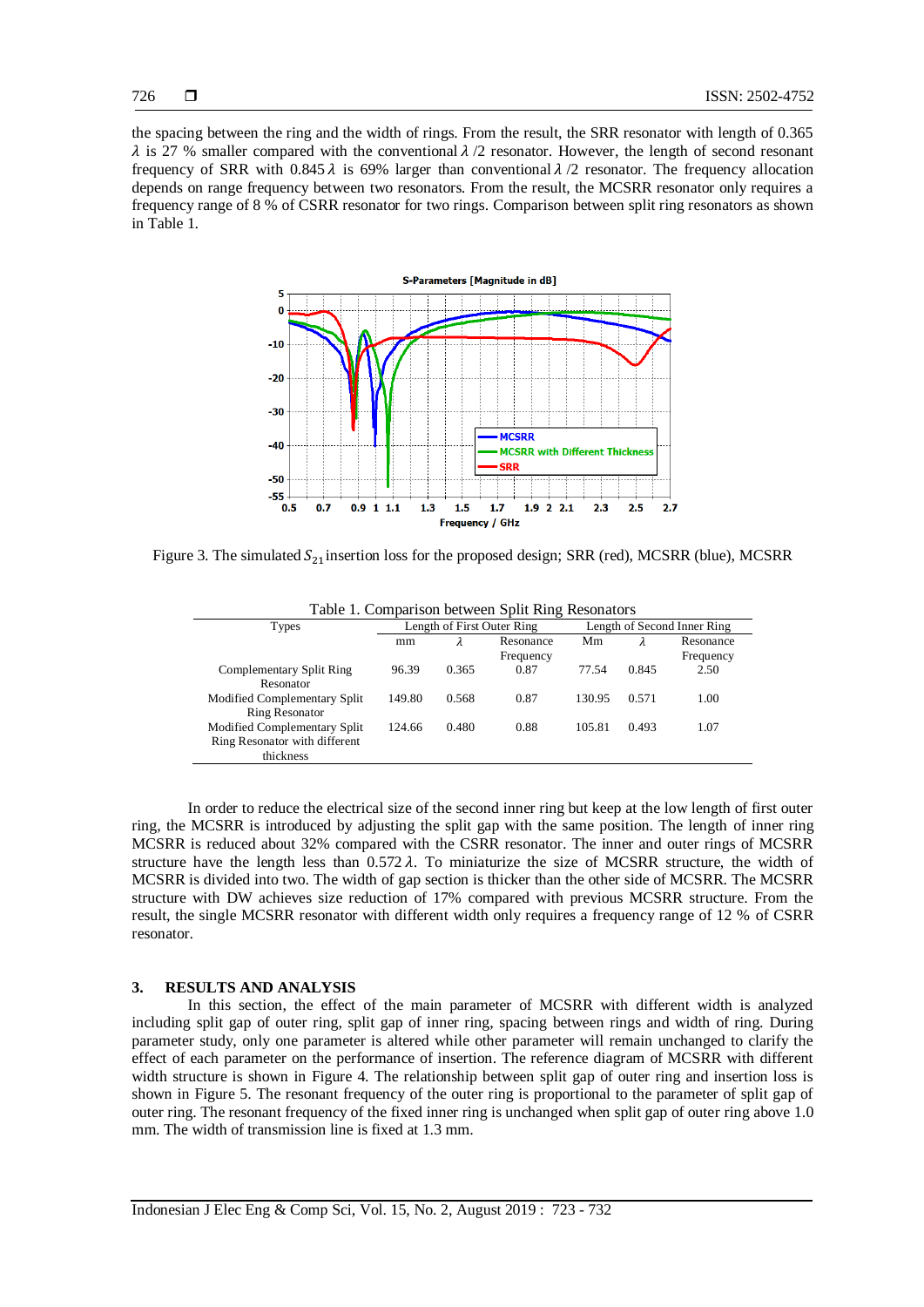the spacing between the ring and the width of rings. From the result, the SRR resonator with length of 0.365 $\lambda$ is 27 % smaller compared with the conventional $\lambda$ /2 resonator. However, the length of second resonant frequency of SRR with 0.845 $\lambda$ is 69% larger than conventional $\lambda$ /2 resonator. The frequency allocation depends on range frequency between two resonators. From the result, the MCSRR resonator only requires a frequency range of 8 % of CSRR resonator for two rings. Comparison between split ring resonators as shown in Table 1.

Figure 3. The simulated $S_{21}$ insertion loss for the proposed design; SRR (red), MCSRR (blue), MCSRR

Table 1. Comparison between Split Ring Resonators

| Types | Length of First Outer Ring | | | Length of Second Inner Ring | | |
|---|---|---|---|---|---|---|
| | mm | $\lambda$ | Resonance Frequency | Mm | $\lambda$ | Resonance Frequency |
| Complementary Split Ring Resonator | 96.39 | 0.365 | 0.87 | 77.54 | 0.845 | 2.50 |
| Modified Complementary Split Ring Resonator | 149.80 | 0.568 | 0.87 | 130.95 | 0.571 | 1.00 |
| Modified Complementary Split Ring Resonator with different thickness | 124.66 | 0.480 | 0.88 | 105.81 | 0.493 | 1.07 |

In order to reduce the electrical size of the second inner ring but keep at the low length of first outer ring, the MCSRR is introduced by adjusting the split gap with the same position. The length of inner ring MCSRR is reduced about 32% compared with the CSRR resonator. The inner and outer rings of MCSRR structure have the length less than 0.572 $\lambda$. To miniaturize the size of MCSRR structure, the width of MCSRR is divided into two. The width of gap section is thicker than the other side of MCSRR. The MCSRR structure with DW achieves size reduction of 17% compared with previous MCSRR structure. From the result, the single MCSRR resonator with different width only requires a frequency range of 12 % of CSRR resonator.

## 3. RESULTS AND ANALYSIS

In this section, the effect of the main parameter of MCSRR with different width is analyzed including split gap of outer ring, split gap of inner ring, spacing between rings and width of ring. During parameter study, only one parameter is altered while other parameter will remain unchanged to clarify the effect of each parameter on the performance of insertion. The reference diagram of MCSRR with different width structure is shown in Figure 4. The relationship between split gap of outer ring and insertion loss is shown in Figure 5. The resonant frequency of the outer ring is proportional to the parameter of split gap of outer ring. The resonant frequency of the fixed inner ring is unchanged when split gap of outer ring above 1.0 mm. The width of transmission line is fixed at 1.3 mm.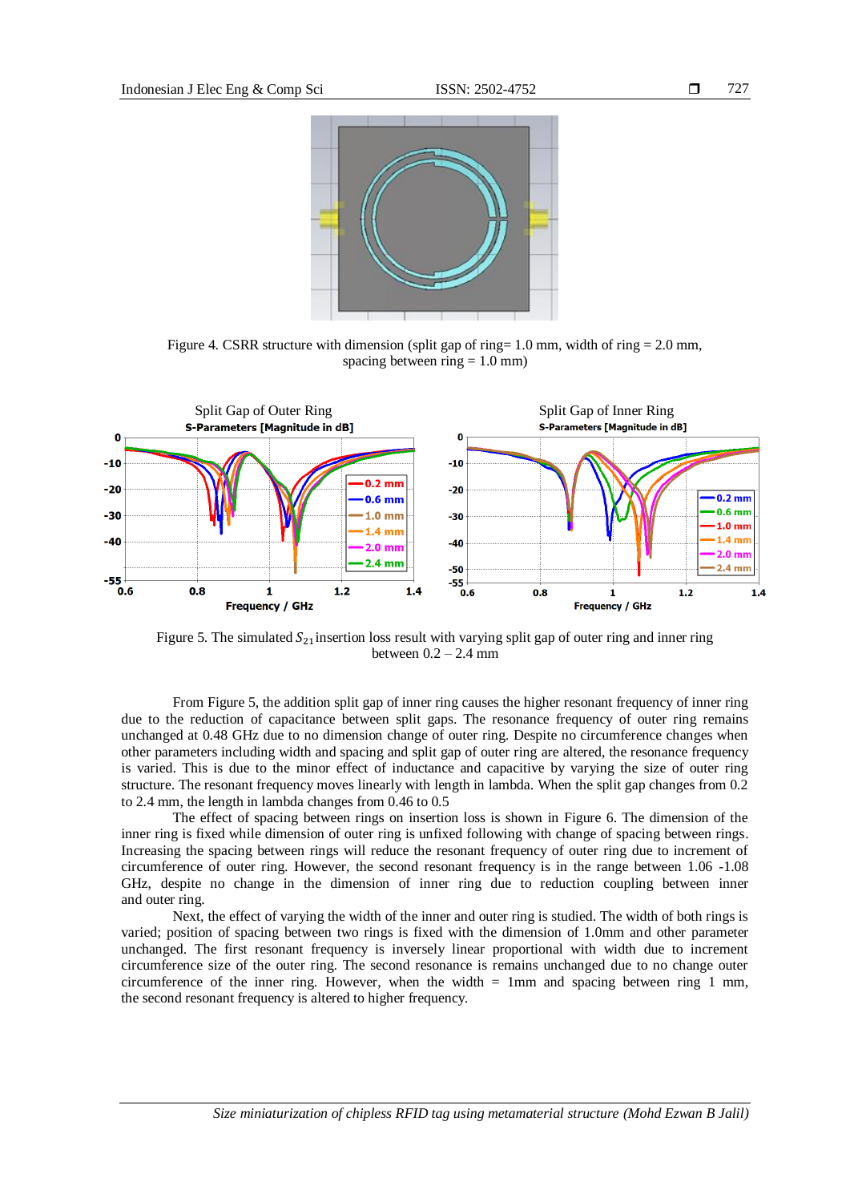Figure 4. CSRR structure with dimension (split gap of ring= 1.0 mm, width of ring = 2.0 mm, spacing between ring = 1.0 mm)

Figure 5. The simulated $S_{21}$ insertion loss result with varying split gap of outer ring and inner ring between 0.2 – 2.4 mm

From Figure 5, the addition split gap of inner ring causes the higher resonant frequency of inner ring due to the reduction of capacitance between split gaps. The resonance frequency of outer ring remains unchanged at 0.48 GHz due to no dimension change of outer ring. Despite no circumference changes when other parameters including width and spacing and split gap of outer ring are altered, the resonance frequency is varied. This is due to the minor effect of inductance and capacitive by varying the size of outer ring structure. The resonant frequency moves linearly with length in lambda. When the split gap changes from 0.2 to 2.4 mm, the length in lambda changes from 0.46 to 0.5

The effect of spacing between rings on insertion loss is shown in Figure 6. The dimension of the inner ring is fixed while dimension of outer ring is unfixed following with change of spacing between rings. Increasing the spacing between rings will reduce the resonant frequency of outer ring due to increment of circumference of outer ring. However, the second resonant frequency is in the range between 1.06 -1.08 GHz, despite no change in the dimension of inner ring due to reduction coupling between inner and outer ring.

Next, the effect of varying the width of the inner and outer ring is studied. The width of both rings is varied; position of spacing between two rings is fixed with the dimension of 1.0mm and other parameter unchanged. The first resonant frequency is inversely linear proportional with width due to increment circumference size of the outer ring. The second resonance is remains unchanged due to no change outer circumference of the inner ring. However, when the width = 1mm and spacing between ring 1 mm, the second resonant frequency is altered to higher frequency.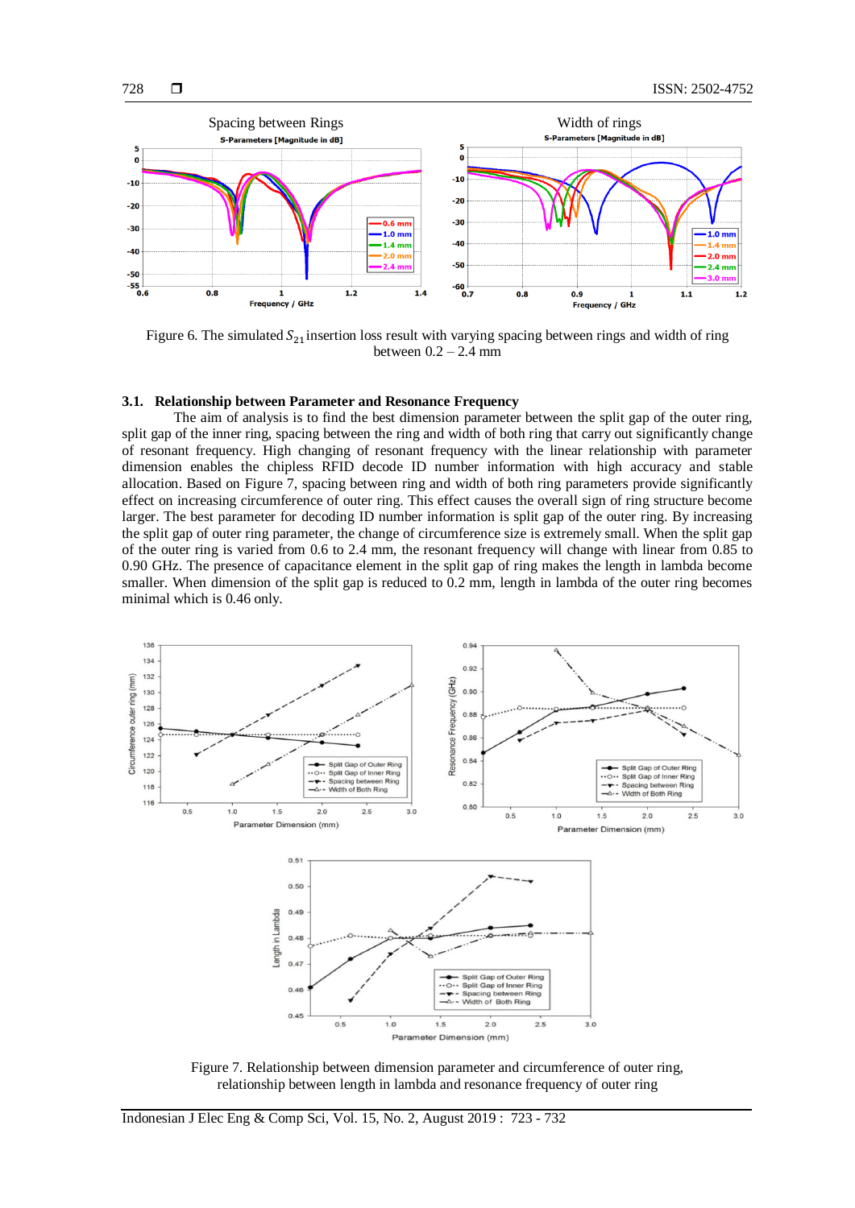Figure 6. The simulated $S_{21}$ insertion loss result with varying spacing between rings and width of ring between 0.2 – 2.4 mm

### 3.1. Relationship between Parameter and Resonance Frequency

The aim of analysis is to find the best dimension parameter between the split gap of the outer ring, split gap of the inner ring, spacing between the ring and width of both ring that carry out significantly change of resonant frequency. High changing of resonant frequency with the linear relationship with parameter dimension enables the chipless RFID decode ID number information with high accuracy and stable allocation. Based on Figure 7, spacing between ring and width of both ring parameters provide significantly effect on increasing circumference of outer ring. This effect causes the overall sign of ring structure become larger. The best parameter for decoding ID number information is split gap of the outer ring. By increasing the split gap of outer ring parameter, the change of circumference size is extremely small. When the split gap of the outer ring is varied from 0.6 to 2.4 mm, the resonant frequency will change with linear from 0.85 to 0.90 GHz. The presence of capacitance element in the split gap of ring makes the length in lambda become smaller. When dimension of the split gap is reduced to 0.2 mm, length in lambda of the outer ring becomes minimal which is 0.46 only.

Figure 7. Relationship between dimension parameter and circumference of outer ring, relationship between length in lambda and resonance frequency of outer ring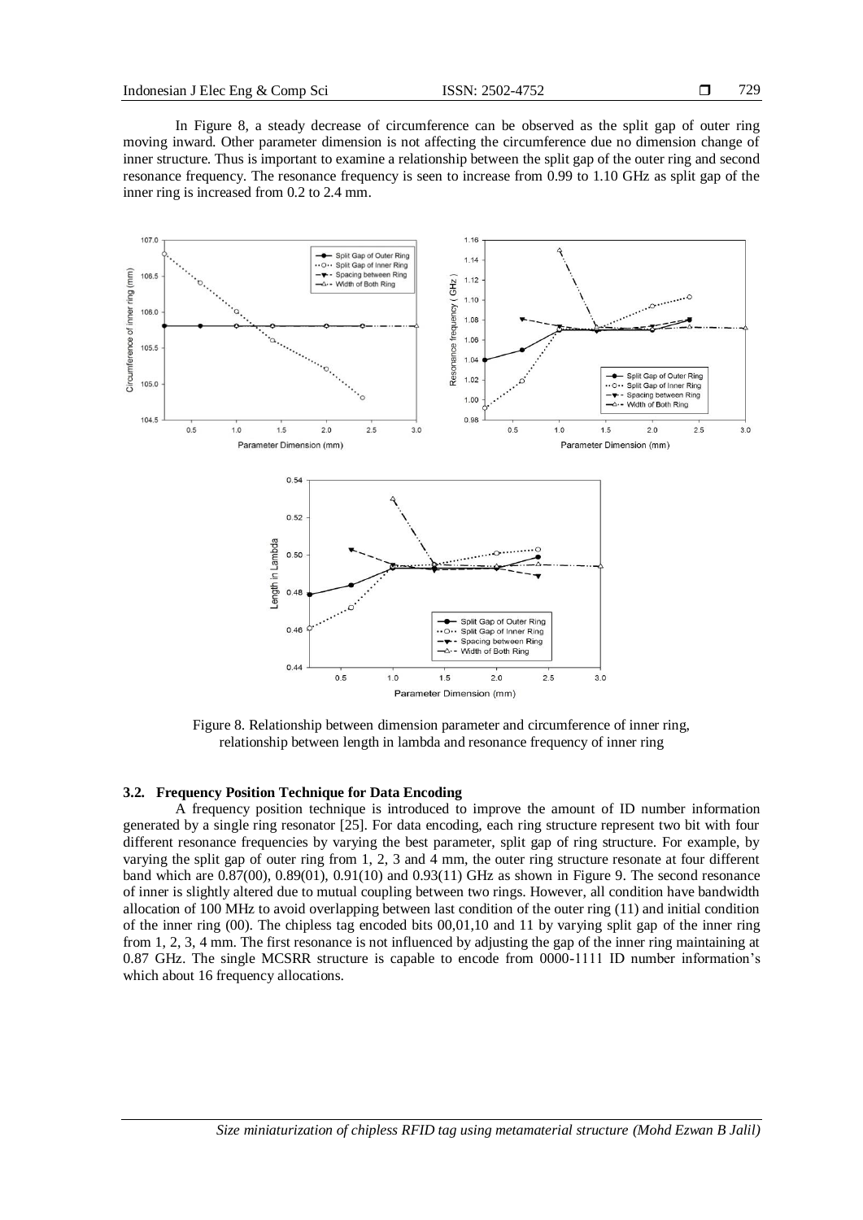In Figure 8, a steady decrease of circumference can be observed as the split gap of outer ring moving inward. Other parameter dimension is not affecting the circumference due no dimension change of inner structure. Thus is important to examine a relationship between the split gap of the outer ring and second resonance frequency. The resonance frequency is seen to increase from 0.99 to 1.10 GHz as split gap of the inner ring is increased from 0.2 to 2.4 mm.

Figure 8. Relationship between dimension parameter and circumference of inner ring, relationship between length in lambda and resonance frequency of inner ring

### 3.2. Frequency Position Technique for Data Encoding

A frequency position technique is introduced to improve the amount of ID number information generated by a single ring resonator [25]. For data encoding, each ring structure represent two bit with four different resonance frequencies by varying the best parameter, split gap of ring structure. For example, by varying the split gap of outer ring from 1, 2, 3 and 4 mm, the outer ring structure resonate at four different band which are 0.87(00), 0.89(01), 0.91(10) and 0.93(11) GHz as shown in Figure 9. The second resonance of inner is slightly altered due to mutual coupling between two rings. However, all condition have bandwidth allocation of 100 MHz to avoid overlapping between last condition of the outer ring (11) and initial condition of the inner ring (00). The chipless tag encoded bits 00,01,10 and 11 by varying split gap of the inner ring from 1, 2, 3, 4 mm. The first resonance is not influenced by adjusting the gap of the inner ring maintaining at 0.87 GHz. The single MCSRR structure is capable to encode from 0000-1111 ID number information's which about 16 frequency allocations.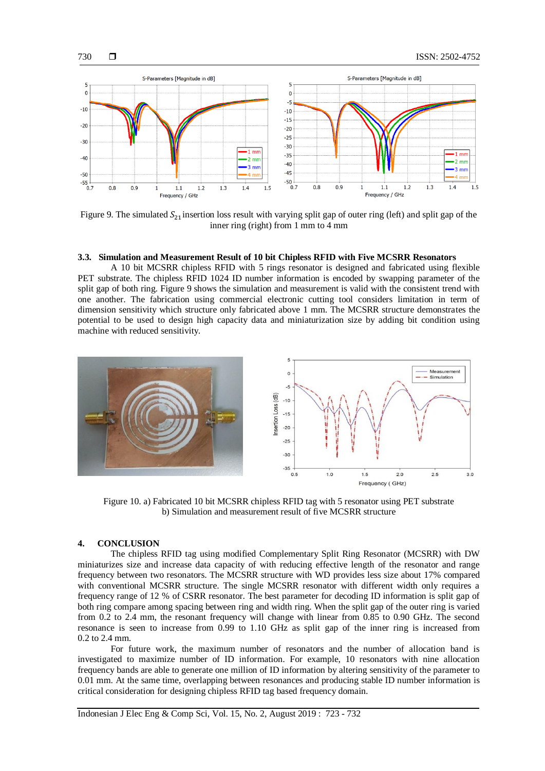Figure 9. The simulated $S_{21}$ insertion loss result with varying split gap of outer ring (left) and split gap of the inner ring (right) from 1 mm to 4 mm

### 3.3. Simulation and Measurement Result of 10 bit Chipless RFID with Five MCSRR Resonators

A 10 bit MCSRR chipless RFID with 5 rings resonator is designed and fabricated using flexible PET substrate. The chipless RFID 1024 ID number information is encoded by swapping parameter of the split gap of both ring. Figure 9 shows the simulation and measurement is valid with the consistent trend with one another. The fabrication using commercial electronic cutting tool considers limitation in term of dimension sensitivity which structure only fabricated above 1 mm. The MCSRR structure demonstrates the potential to be used to design high capacity data and miniaturization size by adding bit condition using machine with reduced sensitivity.

Figure 10. a) Fabricated 10 bit MCSRR chipless RFID tag with 5 resonator using PET substrate b) Simulation and measurement result of five MCSRR structure

## 4. CONCLUSION

The chipless RFID tag using modified Complementary Split Ring Resonator (MCSRR) with DW miniaturizes size and increase data capacity of with reducing effective length of the resonator and range frequency between two resonators. The MCSRR structure with WD provides less size about 17% compared with conventional MCSRR structure. The single MCSRR resonator with different width only requires a frequency range of 12 % of CSRR resonator. The best parameter for decoding ID information is split gap of both ring compare among spacing between ring and width ring. When the split gap of the outer ring is varied from 0.2 to 2.4 mm, the resonant frequency will change with linear from 0.85 to 0.90 GHz. The second resonance is seen to increase from 0.99 to 1.10 GHz as split gap of the inner ring is increased from 0.2 to 2.4 mm.

For future work, the maximum number of resonators and the number of allocation band is investigated to maximize number of ID information. For example, 10 resonators with nine allocation frequency bands are able to generate one million of ID information by altering sensitivity of the parameter to 0.01 mm. At the same time, overlapping between resonances and producing stable ID number information is critical consideration for designing chipless RFID tag based frequency domain.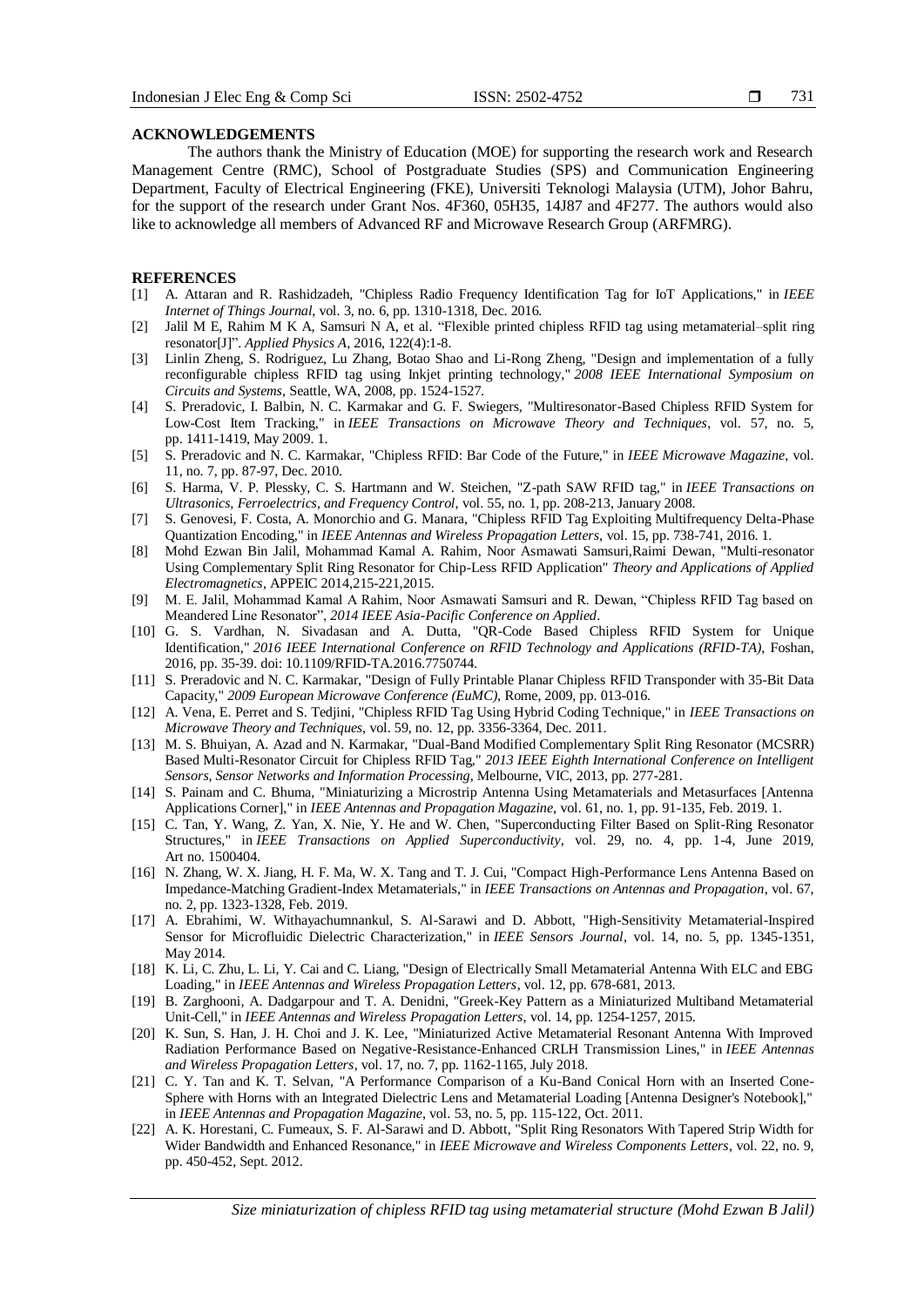**ACKNOWLEDGEMENTS**

The authors thank the Ministry of Education (MOE) for supporting the research work and Research Management Centre (RMC), School of Postgraduate Studies (SPS) and Communication Engineering Department, Faculty of Electrical Engineering (FKE), Universiti Teknologi Malaysia (UTM), Johor Bahru, for the support of the research under Grant Nos. 4F360, 05H35, 14J87 and 4F277. The authors would also like to acknowledge all members of Advanced RF and Microwave Research Group (ARFMRG).

**REFERENCES**

[1] A. Attaran and R. Rashidzadeh, "Chipless Radio Frequency Identification Tag for IoT Applications," in *IEEE Internet of Things Journal*, vol. 3, no. 6, pp. 1310-1318, Dec. 2016.

[2] Jalil M E, Rahim M K A, Samsuri N A, et al. "Flexible printed chipless RFID tag using metamaterial–split ring resonator[J]". *Applied Physics A*, 2016, 122(4):1-8.

[3] Linlin Zheng, S. Rodriguez, Lu Zhang, Botao Shao and Li-Rong Zheng, "Design and implementation of a fully reconfigurable chipless RFID tag using Inkjet printing technology," *2008 IEEE International Symposium on Circuits and Systems*, Seattle, WA, 2008, pp. 1524-1527.

[4] S. Preradovic, I. Balbin, N. C. Karmakar and G. F. Swiegers, "Multiresonator-Based Chipless RFID System for Low-Cost Item Tracking," in *IEEE Transactions on Microwave Theory and Techniques*, vol. 57, no. 5, pp. 1411-1419, May 2009. 1.

[5] S. Preradovic and N. C. Karmakar, "Chipless RFID: Bar Code of the Future," in *IEEE Microwave Magazine*, vol. 11, no. 7, pp. 87-97, Dec. 2010.

[6] S. Harma, V. P. Plessky, C. S. Hartmann and W. Steichen, "Z-path SAW RFID tag," in *IEEE Transactions on Ultrasonics, Ferroelectrics, and Frequency Control*, vol. 55, no. 1, pp. 208-213, January 2008.

[7] S. Genovesi, F. Costa, A. Monorchio and G. Manara, "Chipless RFID Tag Exploiting Multifrequency Delta-Phase Quantization Encoding," in *IEEE Antennas and Wireless Propagation Letters*, vol. 15, pp. 738-741, 2016. 1.

[8] Mohd Ezwan Bin Jalil, Mohammad Kamal A. Rahim, Noor Asmawati Samsuri,Raimi Dewan, "Multi-resonator Using Complementary Split Ring Resonator for Chip-Less RFID Application" *Theory and Applications of Applied Electromagnetics*, APPEIC 2014,215-221,2015.

[9] M. E. Jalil, Mohammad Kamal A Rahim, Noor Asmawati Samsuri and R. Dewan, "Chipless RFID Tag based on Meandered Line Resonator", *2014 IEEE Asia-Pacific Conference on Applied*.

[10] G. S. Vardhan, N. Sivadasan and A. Dutta, "QR-Code Based Chipless RFID System for Unique Identification," *2016 IEEE International Conference on RFID Technology and Applications (RFID-TA)*, Foshan, 2016, pp. 35-39. doi: 10.1109/RFID-TA.2016.7750744.

[11] S. Preradovic and N. C. Karmakar, "Design of Fully Printable Planar Chipless RFID Transponder with 35-Bit Data Capacity," *2009 European Microwave Conference (EuMC)*, Rome, 2009, pp. 013-016.

[12] A. Vena, E. Perret and S. Tedjini, "Chipless RFID Tag Using Hybrid Coding Technique," in *IEEE Transactions on Microwave Theory and Techniques*, vol. 59, no. 12, pp. 3356-3364, Dec. 2011.

[13] M. S. Bhuiyan, A. Azad and N. Karmakar, "Dual-Band Modified Complementary Split Ring Resonator (MCSRR) Based Multi-Resonator Circuit for Chipless RFID Tag," *2013 IEEE Eighth International Conference on Intelligent Sensors, Sensor Networks and Information Processing*, Melbourne, VIC, 2013, pp. 277-281.

[14] S. Painam and C. Bhuma, "Miniaturizing a Microstrip Antenna Using Metamaterials and Metasurfaces [Antenna Applications Corner]," in *IEEE Antennas and Propagation Magazine*, vol. 61, no. 1, pp. 91-135, Feb. 2019. 1.

[15] C. Tan, Y. Wang, Z. Yan, X. Nie, Y. He and W. Chen, "Superconducting Filter Based on Split-Ring Resonator Structures," in *IEEE Transactions on Applied Superconductivity*, vol. 29, no. 4, pp. 1-4, June 2019, Art no. 1500404.

[16] N. Zhang, W. X. Jiang, H. F. Ma, W. X. Tang and T. J. Cui, "Compact High-Performance Lens Antenna Based on Impedance-Matching Gradient-Index Metamaterials," in *IEEE Transactions on Antennas and Propagation*, vol. 67, no. 2, pp. 1323-1328, Feb. 2019.

[17] A. Ebrahimi, W. Withayachumnankul, S. Al-Sarawi and D. Abbott, "High-Sensitivity Metamaterial-Inspired Sensor for Microfluidic Dielectric Characterization," in *IEEE Sensors Journal*, vol. 14, no. 5, pp. 1345-1351, May 2014.

[18] K. Li, C. Zhu, L. Li, Y. Cai and C. Liang, "Design of Electrically Small Metamaterial Antenna With ELC and EBG Loading," in *IEEE Antennas and Wireless Propagation Letters*, vol. 12, pp. 678-681, 2013.

[19] B. Zarghooni, A. Dadgarpour and T. A. Denidni, "Greek-Key Pattern as a Miniaturized Multiband Metamaterial Unit-Cell," in *IEEE Antennas and Wireless Propagation Letters*, vol. 14, pp. 1254-1257, 2015.

[20] K. Sun, S. Han, J. H. Choi and J. K. Lee, "Miniaturized Active Metamaterial Resonant Antenna With Improved Radiation Performance Based on Negative-Resistance-Enhanced CRLH Transmission Lines," in *IEEE Antennas and Wireless Propagation Letters*, vol. 17, no. 7, pp. 1162-1165, July 2018.

[21] C. Y. Tan and K. T. Selvan, "A Performance Comparison of a Ku-Band Conical Horn with an Inserted Cone-Sphere with Horns with an Integrated Dielectric Lens and Metamaterial Loading [Antenna Designer's Notebook]," in *IEEE Antennas and Propagation Magazine*, vol. 53, no. 5, pp. 115-122, Oct. 2011.

[22] A. K. Horestani, C. Fumeaux, S. F. Al-Sarawi and D. Abbott, "Split Ring Resonators With Tapered Strip Width for Wider Bandwidth and Enhanced Resonance," in *IEEE Microwave and Wireless Components Letters*, vol. 22, no. 9, pp. 450-452, Sept. 2012.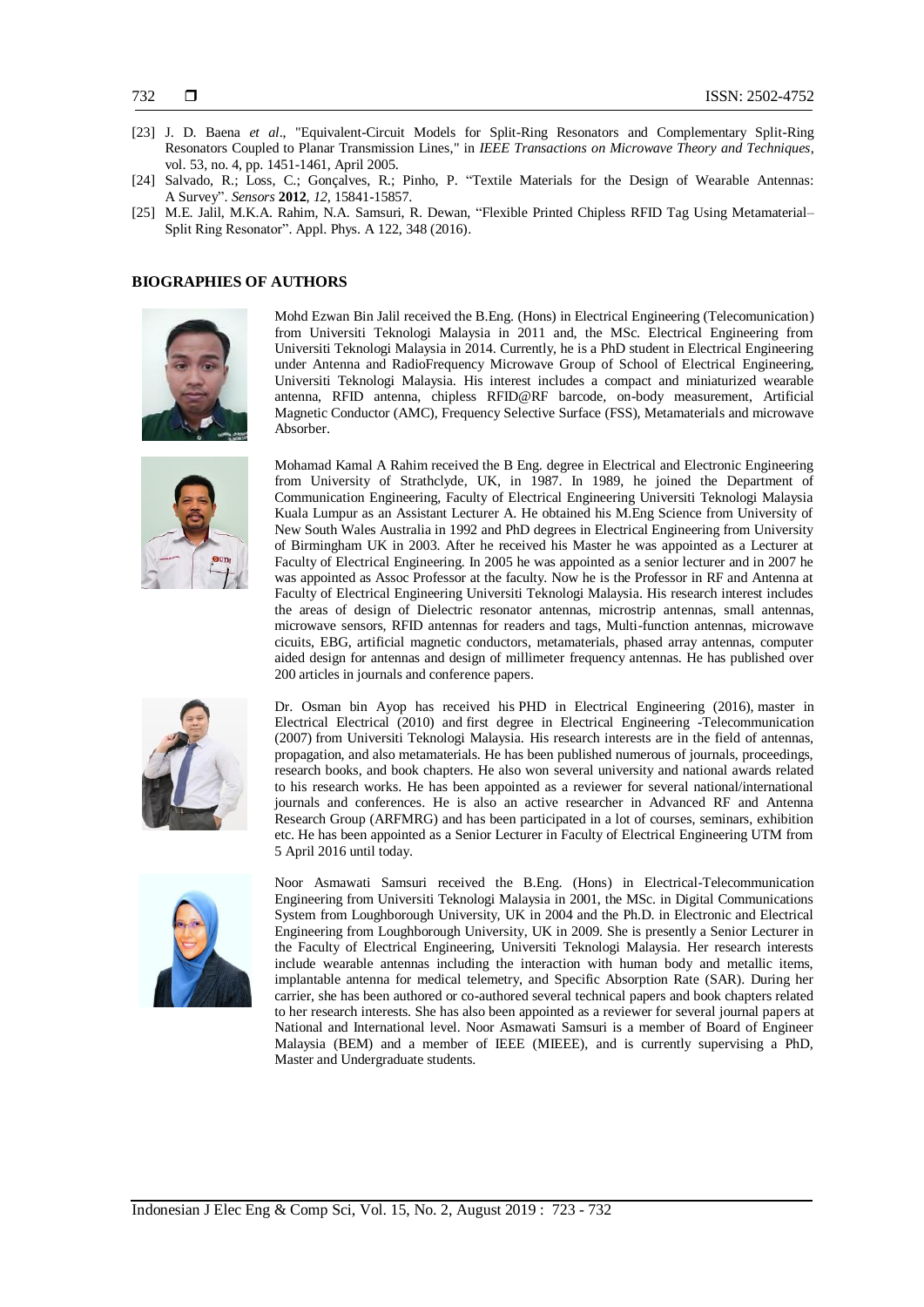[23] J. D. Baena *et al*., "Equivalent-Circuit Models for Split-Ring Resonators and Complementary Split-Ring Resonators Coupled to Planar Transmission Lines," in *IEEE Transactions on Microwave Theory and Techniques*, vol. 53, no. 4, pp. 1451-1461, April 2005.

[24] Salvado, R.; Loss, C.; Gonçalves, R.; Pinho, P. "Textile Materials for the Design of Wearable Antennas: A Survey". *Sensors* **2012**, *12*, 15841-15857.

[25] M.E. Jalil, M.K.A. Rahim, N.A. Samsuri, R. Dewan, "Flexible Printed Chipless RFID Tag Using Metamaterial–Split Ring Resonator". Appl. Phys. A 122, 348 (2016).

## BIOGRAPHIES OF AUTHORS

Mohd Ezwan Bin Jalil received the B.Eng. (Hons) in Electrical Engineering (Telecomunication) from Universiti Teknologi Malaysia in 2011 and, the MSc. Electrical Engineering from Universiti Teknologi Malaysia in 2014. Currently, he is a PhD student in Electrical Engineering under Antenna and RadioFrequency Microwave Group of School of Electrical Engineering, Universiti Teknologi Malaysia. His interest includes a compact and miniaturized wearable antenna, RFID antenna, chipless RFID@RF barcode, on-body measurement, Artificial Magnetic Conductor (AMC), Frequency Selective Surface (FSS), Metamaterials and microwave Absorber.

Mohamad Kamal A Rahim received the B Eng. degree in Electrical and Electronic Engineering from University of Strathclyde, UK, in 1987. In 1989, he joined the Department of Communication Engineering, Faculty of Electrical Engineering Universiti Teknologi Malaysia Kuala Lumpur as an Assistant Lecturer A. He obtained his M.Eng Science from University of New South Wales Australia in 1992 and PhD degrees in Electrical Engineering from University of Birmingham UK in 2003. After he received his Master he was appointed as a Lecturer at Faculty of Electrical Engineering. In 2005 he was appointed as a senior lecturer and in 2007 he was appointed as Assoc Professor at the faculty. Now he is the Professor in RF and Antenna at Faculty of Electrical Engineering Universiti Teknologi Malaysia. His research interest includes the areas of design of Dielectric resonator antennas, microstrip antennas, small antennas, microwave sensors, RFID antennas for readers and tags, Multi-function antennas, microwave cicuits, EBG, artificial magnetic conductors, metamaterials, phased array antennas, computer aided design for antennas and design of millimeter frequency antennas. He has published over 200 articles in journals and conference papers.

Dr. Osman bin Ayop has received his PHD in Electrical Engineering (2016), master in Electrical Electrical (2010) and first degree in Electrical Engineering -Telecommunication (2007) from Universiti Teknologi Malaysia. His research interests are in the field of antennas, propagation, and also metamaterials. He has been published numerous of journals, proceedings, research books, and book chapters. He also won several university and national awards related to his research works. He has been appointed as a reviewer for several national/international journals and conferences. He is also an active researcher in Advanced RF and Antenna Research Group (ARFMRG) and has been participated in a lot of courses, seminars, exhibition etc. He has been appointed as a Senior Lecturer in Faculty of Electrical Engineering UTM from 5 April 2016 until today.

Noor Asmawati Samsuri received the B.Eng. (Hons) in Electrical-Telecommunication Engineering from Universiti Teknologi Malaysia in 2001, the MSc. in Digital Communications System from Loughborough University, UK in 2004 and the Ph.D. in Electronic and Electrical Engineering from Loughborough University, UK in 2009. She is presently a Senior Lecturer in the Faculty of Electrical Engineering, Universiti Teknologi Malaysia. Her research interests include wearable antennas including the interaction with human body and metallic items, implantable antenna for medical telemetry, and Specific Absorption Rate (SAR). During her carrier, she has been authored or co-authored several technical papers and book chapters related to her research interests. She has also been appointed as a reviewer for several journal papers at National and International level. Noor Asmawati Samsuri is a member of Board of Engineer Malaysia (BEM) and a member of IEEE (MIEEE), and is currently supervising a PhD, Master and Undergraduate students.